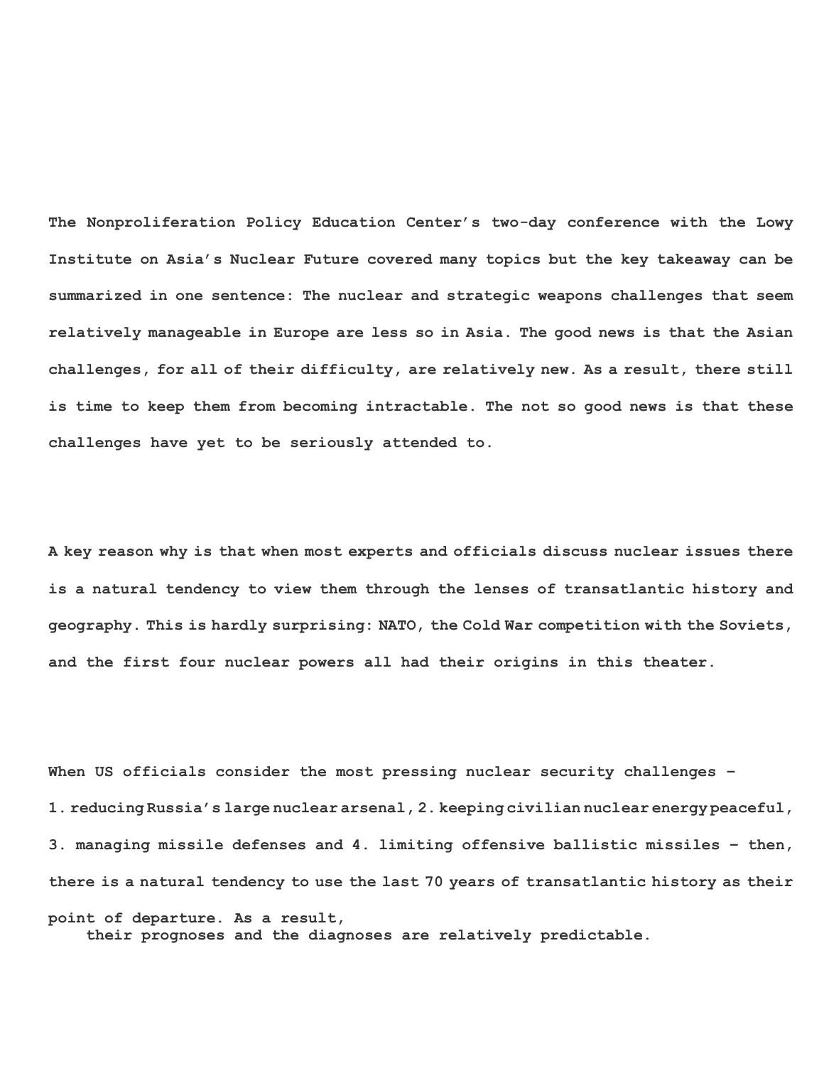The Nonproliferation Policy Education Center's two-day conference with the Lowy Institute on Asia's Nuclear Future covered many topics but the key takeaway can be summarized in one sentence: The nuclear and strategic weapons challenges that seem relatively manageable in Europe are less so in Asia. The good news is that the Asian challenges, for all of their difficulty, are relatively new. As a result, there still is time to keep them from becoming intractable. The not so good news is that these challenges have yet to be seriously attended to.

A key reason why is that when most experts and officials discuss nuclear issues there is a natural tendency to view them through the lenses of transatlantic history and geography. This is hardly surprising: NATO, the Cold War competition with the Soviets, and the first four nuclear powers all had their origins in this theater.

When US officials consider the most pressing nuclear security challenges – 1. reducing Russia's large nuclear arsenal, 2. keeping civilian nuclear energy peaceful, 3. managing missile defenses and 4. limiting offensive ballistic missiles – then, there is a natural tendency to use the last 70 years of transatlantic history as their point of departure. As a result, their prognoses and the diagnoses are relatively predictable.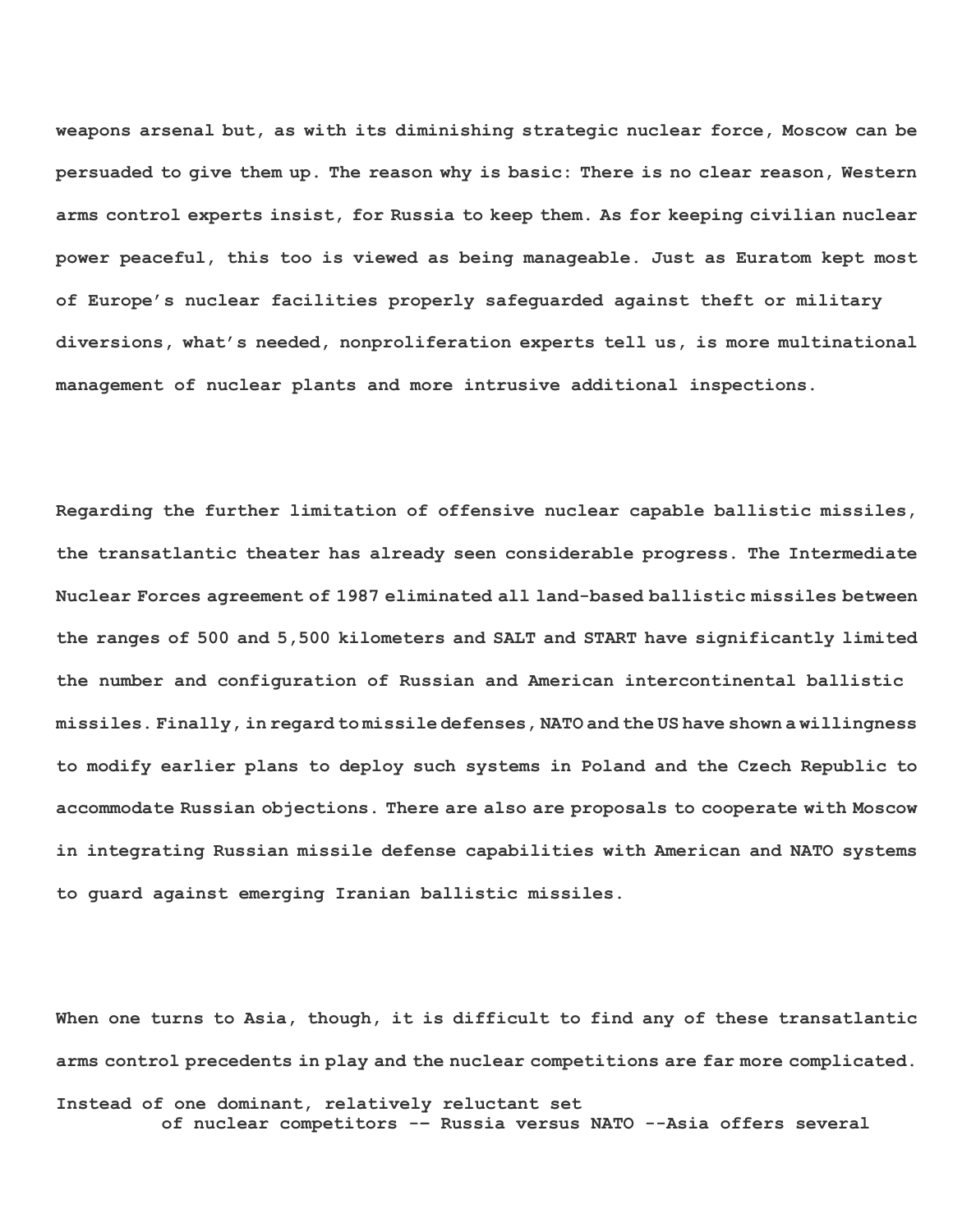weapons arsenal but, as with its diminishing strategic nuclear force, Moscow can be persuaded to give them up. The reason why is basic: There is no clear reason, Western arms control experts insist, for Russia to keep them. As for keeping civilian nuclear power peaceful, this too is viewed as being manageable. Just as Euratom kept most of Europe's nuclear facilities properly safeguarded against theft or military diversions, what's needed, nonproliferation experts tell us, is more multinational management of nuclear plants and more intrusive additional inspections.

Regarding the further limitation of offensive nuclear capable ballistic missiles, the transatlantic theater has already seen considerable progress. The Intermediate Nuclear Forces agreement of 1987 eliminated all land-based ballistic missiles between the ranges of 500 and 5,500 kilometers and SALT and START have significantly limited the number and configuration of Russian and American intercontinental ballistic missiles. Finally, in regard to missile defenses, NATO and the US have shown a willingness to modify earlier plans to deploy such systems in Poland and the Czech Republic to accommodate Russian objections. There are also are proposals to cooperate with Moscow in integrating Russian missile defense capabilities with American and NATO systems to guard against emerging Iranian ballistic missiles.

When one turns to Asia, though, it is difficult to find any of these transatlantic arms control precedents in play and the nuclear competitions are far more complicated. Instead of one dominant, relatively reluctant set of nuclear competitors -- Russia versus NATO --Asia offers several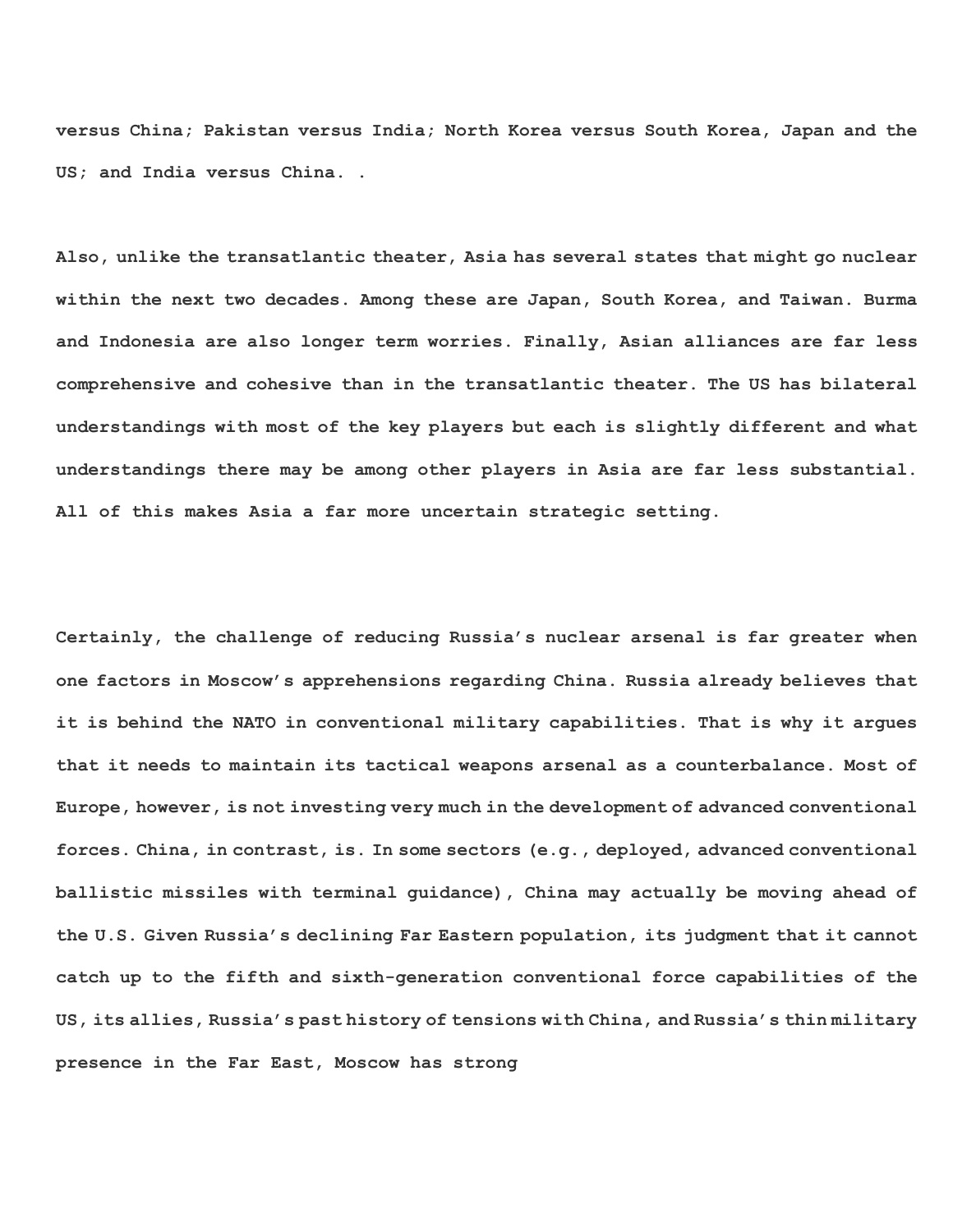versus China; Pakistan versus India; North Korea versus South Korea, Japan and the US; and India versus China. .

Also, unlike the transatlantic theater, Asia has several states that might go nuclear within the next two decades. Among these are Japan, South Korea, and Taiwan. Burma and Indonesia are also longer term worries. Finally, Asian alliances are far less comprehensive and cohesive than in the transatlantic theater. The US has bilateral understandings with most of the key players but each is slightly different and what understandings there may be among other players in Asia are far less substantial. All of this makes Asia a far more uncertain strategic setting.

Certainly, the challenge of reducing Russia's nuclear arsenal is far greater when one factors in Moscow's apprehensions regarding China. Russia already believes that it is behind the NATO in conventional military capabilities. That is why it argues that it needs to maintain its tactical weapons arsenal as a counterbalance. Most of Europe, however, is not investing very much in the development of advanced conventional forces. China, in contrast, is. In some sectors (e.g., deployed, advanced conventional ballistic missiles with terminal guidance), China may actually be moving ahead of the U.S. Given Russia's declining Far Eastern population, its judgment that it cannot catch up to the fifth and sixth-generation conventional force capabilities of the US, its allies, Russia's past history of tensions with China, and Russia's thin military presence in the Far East, Moscow has strong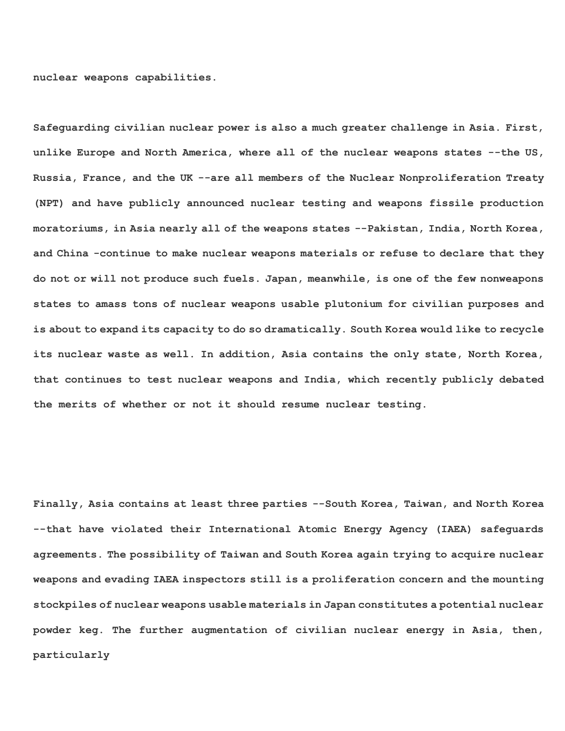nuclear weapons capabilities.

Safeguarding civilian nuclear power is also a much greater challenge in Asia. First, unlike Europe and North America, where all of the nuclear weapons states --the US, Russia, France, and the UK --are all members of the Nuclear Nonproliferation Treaty (NPT) and have publicly announced nuclear testing and weapons fissile production moratoriums, in Asia nearly all of the weapons states --Pakistan, India, North Korea, and China -continue to make nuclear weapons materials or refuse to declare that they do not or will not produce such fuels. Japan, meanwhile, is one of the few nonweapons states to amass tons of nuclear weapons usable plutonium for civilian purposes and is about to expand its capacity to do so dramatically. South Korea would like to recycle its nuclear waste as well. In addition, Asia contains the only state, North Korea, that continues to test nuclear weapons and India, which recently publicly debated the merits of whether or not it should resume nuclear testing.

Finally, Asia contains at least three parties --South Korea, Taiwan, and North Korea --that have violated their International Atomic Energy Agency (IAEA) safeguards agreements. The possibility of Taiwan and South Korea again trying to acquire nuclear weapons and evading IAEA inspectors still is a proliferation concern and the mounting stockpiles of nuclear weapons usable materials in Japan constitutes a potential nuclear powder keg. The further augmentation of civilian nuclear energy in Asia, then, particularly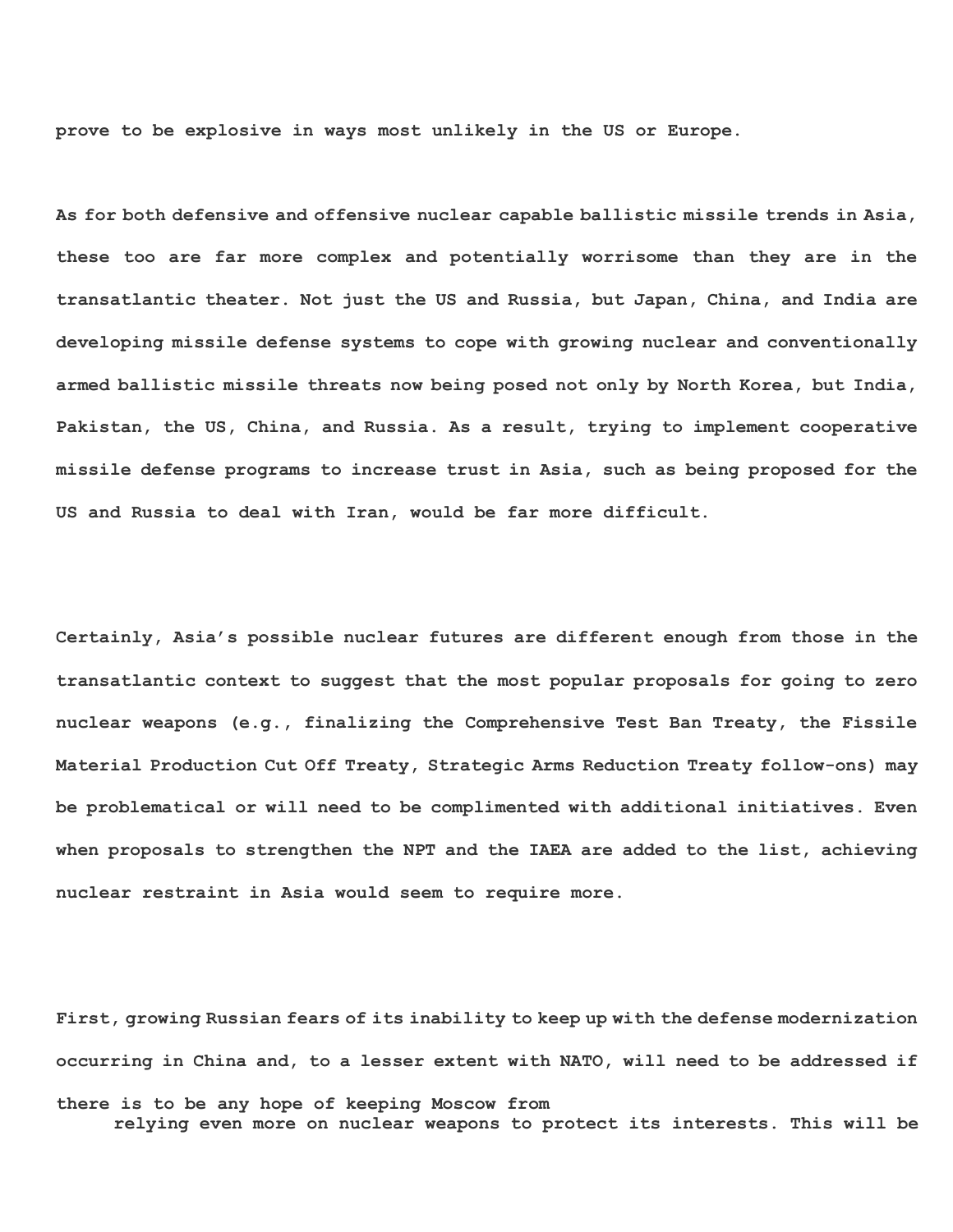prove to be explosive in ways most unlikely in the US or Europe.

As for both defensive and offensive nuclear capable ballistic missile trends in Asia, these too are far more complex and potentially worrisome than they are in the transatlantic theater. Not just the US and Russia, but Japan, China, and India are developing missile defense systems to cope with growing nuclear and conventionally armed ballistic missile threats now being posed not only by North Korea, but India, Pakistan, the US, China, and Russia. As a result, trying to implement cooperative missile defense programs to increase trust in Asia, such as being proposed for the US and Russia to deal with Iran, would be far more difficult.

Certainly, Asia's possible nuclear futures are different enough from those in the transatlantic context to suggest that the most popular proposals for going to zero nuclear weapons (e.g., finalizing the Comprehensive Test Ban Treaty, the Fissile Material Production Cut Off Treaty, Strategic Arms Reduction Treaty follow-ons) may be problematical or will need to be complimented with additional initiatives. Even when proposals to strengthen the NPT and the IAEA are added to the list, achieving nuclear restraint in Asia would seem to require more.

First, growing Russian fears of its inability to keep up with the defense modernization occurring in China and, to a lesser extent with NATO, will need to be addressed if there is to be any hope of keeping Moscow from relying even more on nuclear weapons to protect its interests. This will be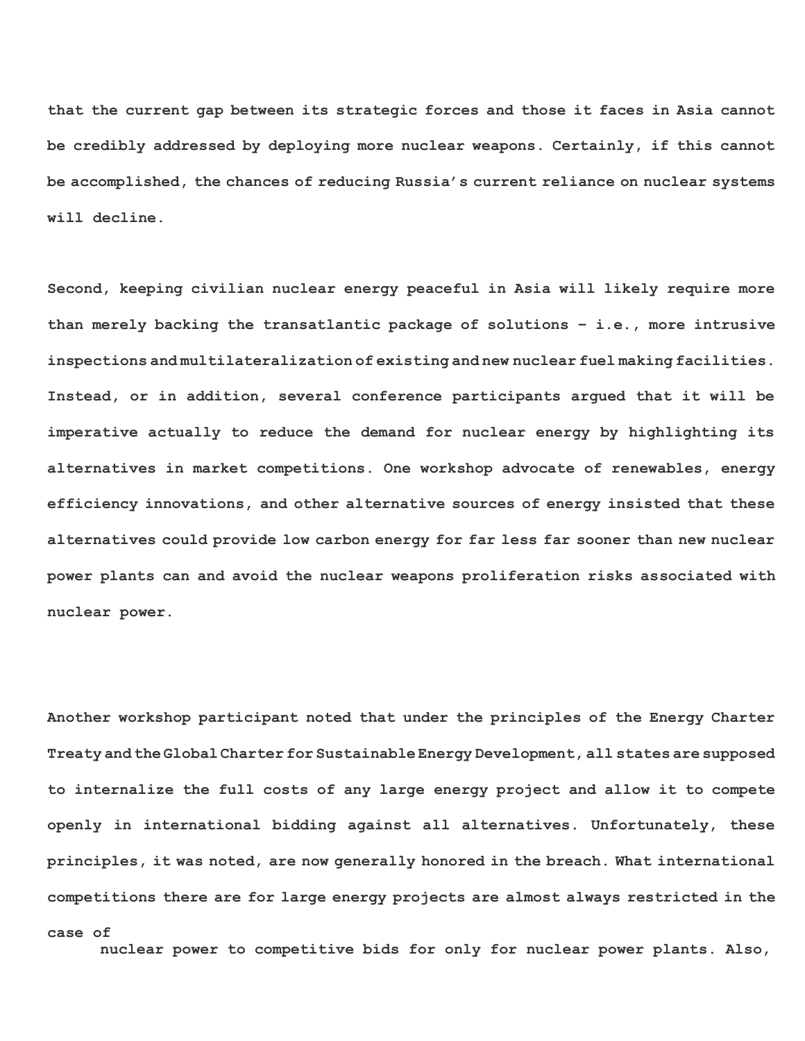that the current gap between its strategic forces and those it faces in Asia cannot be credibly addressed by deploying more nuclear weapons. Certainly, if this cannot be accomplished, the chances of reducing Russia's current reliance on nuclear systems will decline.

Second, keeping civilian nuclear energy peaceful in Asia will likely require more than merely backing the transatlantic package of solutions – i.e., more intrusive inspections and multilateralization of existing and new nuclear fuel making facilities. Instead, or in addition, several conference participants argued that it will be imperative actually to reduce the demand for nuclear energy by highlighting its alternatives in market competitions. One workshop advocate of renewables, energy efficiency innovations, and other alternative sources of energy insisted that these alternatives could provide low carbon energy for far less far sooner than new nuclear power plants can and avoid the nuclear weapons proliferation risks associated with nuclear power.

Another workshop participant noted that under the principles of the Energy Charter Treaty and the Global Charter for Sustainable Energy Development, all states are supposed to internalize the full costs of any large energy project and allow it to compete openly in international bidding against all alternatives. Unfortunately, these principles, it was noted, are now generally honored in the breach. What international competitions there are for large energy projects are almost always restricted in the case of nuclear power to competitive bids for only for nuclear power plants. Also,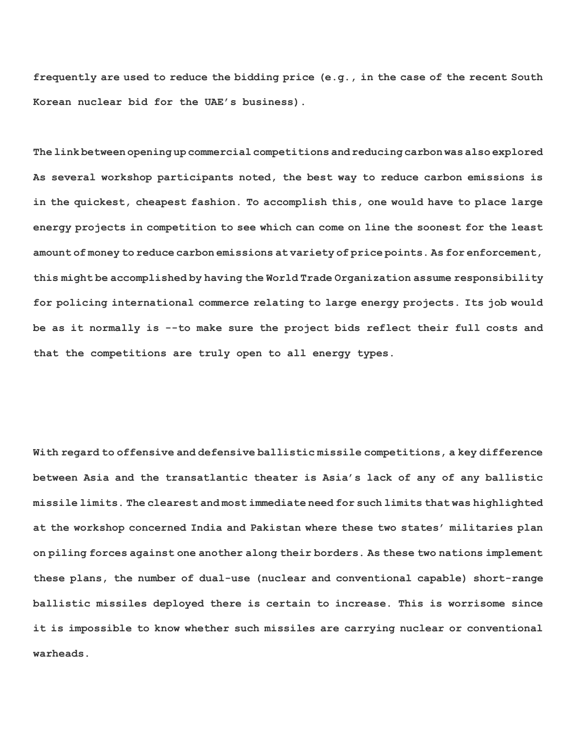frequently are used to reduce the bidding price (e.g., in the case of the recent South Korean nuclear bid for the UAE's business).

The link between opening up commercial competitions and reducing carbon was also explored As several workshop participants noted, the best way to reduce carbon emissions is in the quickest, cheapest fashion. To accomplish this, one would have to place large energy projects in competition to see which can come on line the soonest for the least amount of money to reduce carbon emissions at variety of price points. As for enforcement, this might be accomplished by having the World Trade Organization assume responsibility for policing international commerce relating to large energy projects. Its job would be as it normally is --to make sure the project bids reflect their full costs and that the competitions are truly open to all energy types.

With regard to offensive and defensive ballistic missile competitions, a key difference between Asia and the transatlantic theater is Asia's lack of any of any ballistic missile limits. The clearest and most immediate need for such limits that was highlighted at the workshop concerned India and Pakistan where these two states' militaries plan on piling forces against one another along their borders. As these two nations implement these plans, the number of dual-use (nuclear and conventional capable) short-range ballistic missiles deployed there is certain to increase. This is worrisome since it is impossible to know whether such missiles are carrying nuclear or conventional warheads.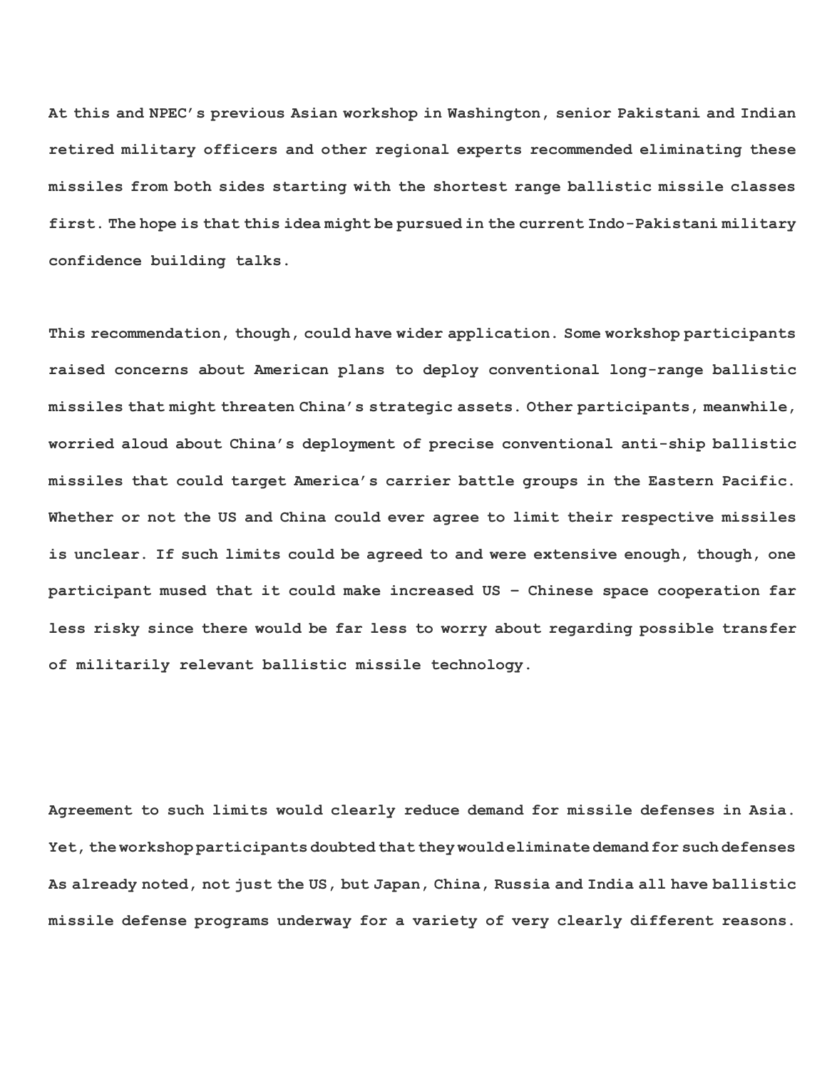At this and NPEC's previous Asian workshop in Washington, senior Pakistani and Indian retired military officers and other regional experts recommended eliminating these missiles from both sides starting with the shortest range ballistic missile classes first. The hope is that this idea might be pursued in the current Indo-Pakistani military confidence building talks.

This recommendation, though, could have wider application. Some workshop participants raised concerns about American plans to deploy conventional long-range ballistic missiles that might threaten China's strategic assets. Other participants, meanwhile, worried aloud about China's deployment of precise conventional anti-ship ballistic missiles that could target America's carrier battle groups in the Eastern Pacific. Whether or not the US and China could ever agree to limit their respective missiles is unclear. If such limits could be agreed to and were extensive enough, though, one participant mused that it could make increased US – Chinese space cooperation far less risky since there would be far less to worry about regarding possible transfer of militarily relevant ballistic missile technology.

Agreement to such limits would clearly reduce demand for missile defenses in Asia. Yet, the workshop participants doubted that they would eliminate demand for such defenses As already noted, not just the US, but Japan, China, Russia and India all have ballistic missile defense programs underway for a variety of very clearly different reasons.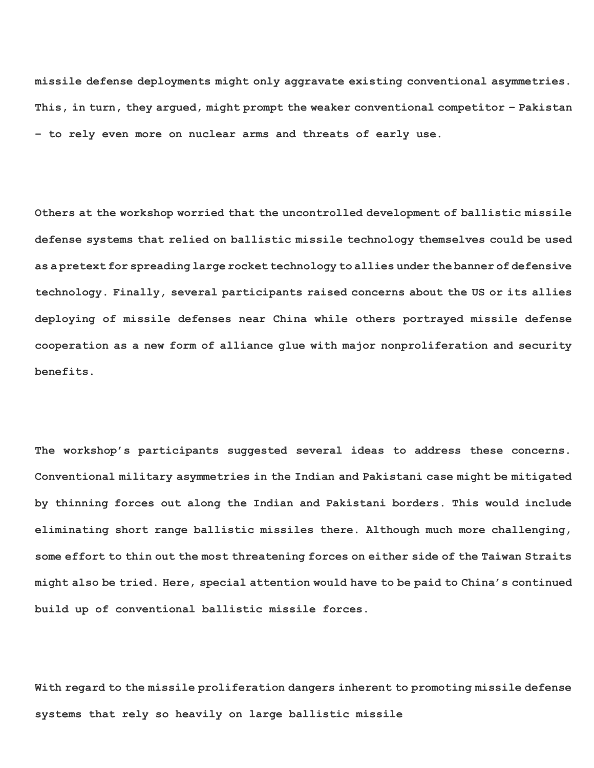missile defense deployments might only aggravate existing conventional asymmetries. This, in turn, they argued, might prompt the weaker conventional competitor – Pakistan – to rely even more on nuclear arms and threats of early use.

Others at the workshop worried that the uncontrolled development of ballistic missile defense systems that relied on ballistic missile technology themselves could be used as a pretext for spreading large rocket technology to allies under the banner of defensive technology. Finally, several participants raised concerns about the US or its allies deploying of missile defenses near China while others portrayed missile defense cooperation as a new form of alliance glue with major nonproliferation and security benefits.

The workshop's participants suggested several ideas to address these concerns. Conventional military asymmetries in the Indian and Pakistani case might be mitigated by thinning forces out along the Indian and Pakistani borders. This would include eliminating short range ballistic missiles there. Although much more challenging, some effort to thin out the most threatening forces on either side of the Taiwan Straits might also be tried. Here, special attention would have to be paid to China's continued build up of conventional ballistic missile forces.

With regard to the missile proliferation dangers inherent to promoting missile defense systems that rely so heavily on large ballistic missile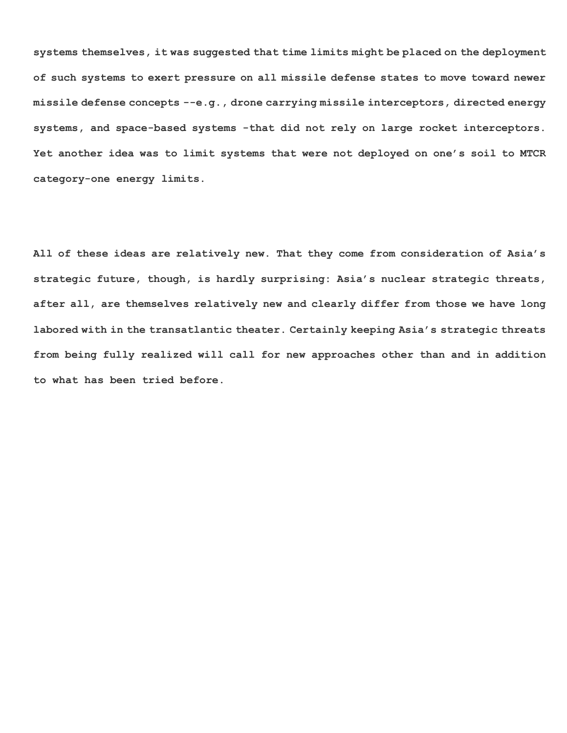systems themselves, it was suggested that time limits might be placed on the deployment of such systems to exert pressure on all missile defense states to move toward newer missile defense concepts --e.g., drone carrying missile interceptors, directed energy systems, and space-based systems -that did not rely on large rocket interceptors. Yet another idea was to limit systems that were not deployed on one's soil to MTCR category-one energy limits.

All of these ideas are relatively new. That they come from consideration of Asia's strategic future, though, is hardly surprising: Asia's nuclear strategic threats, after all, are themselves relatively new and clearly differ from those we have long labored with in the transatlantic theater. Certainly keeping Asia's strategic threats from being fully realized will call for new approaches other than and in addition to what has been tried before.